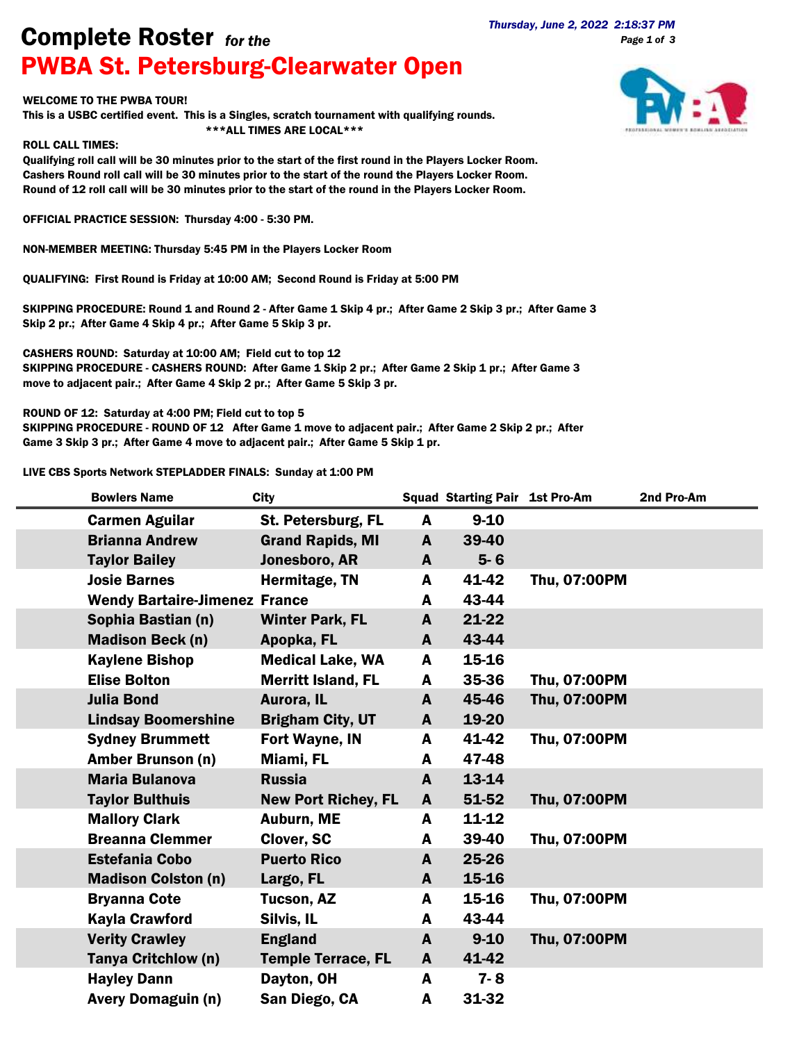# Complete Roster *for the*

# PWBA St. Petersburg-Clearwater Open

*Thursday, June 2, 2022 2:18:37 PM*

**WELCOME TO THE PWBA TOUR!**

**This is a USBC certified event. This is a Singles, scratch tournament with qualifying rounds.**

**\*\*\*ALL TIMES ARE LOCAL\*\*\***

**ROLL CALL TIMES:**

**Qualifying roll call will be 30 minutes prior to the start of the first round in the Players Locker Room.**
**Cashers Round roll call will be 30 minutes prior to the start of the round the Players Locker Room.**
**Round of 12 roll call will be 30 minutes prior to the start of the round in the Players Locker Room.**

**OFFICIAL PRACTICE SESSION: Thursday 4:00 - 5:30 PM.**

**NON-MEMBER MEETING: Thursday 5:45 PM in the Players Locker Room**

**QUALIFYING: First Round is Friday at 10:00 AM; Second Round is Friday at 5:00 PM**

**SKIPPING PROCEDURE: Round 1 and Round 2 - After Game 1 Skip 4 pr.; After Game 2 Skip 3 pr.; After Game 3 Skip 2 pr.; After Game 4 Skip 4 pr.; After Game 5 Skip 3 pr.**

**CASHERS ROUND: Saturday at 10:00 AM; Field cut to top 12**
**SKIPPING PROCEDURE - CASHERS ROUND: After Game 1 Skip 2 pr.; After Game 2 Skip 1 pr.; After Game 3 move to adjacent pair.; After Game 4 Skip 2 pr.; After Game 5 Skip 3 pr.**

**ROUND OF 12: Saturday at 4:00 PM; Field cut to top 5**
**SKIPPING PROCEDURE - ROUND OF 12 After Game 1 move to adjacent pair.; After Game 2 Skip 2 pr.; After Game 3 Skip 3 pr.; After Game 4 move to adjacent pair.; After Game 5 Skip 1 pr.**

**LIVE CBS Sports Network STEPLADDER FINALS: Sunday at 1:00 PM**

| Bowlers Name | City | Squad | Starting Pair | 1st Pro-Am | 2nd Pro-Am |
|---|---|---|---|---|---|
| Carmen Aguilar | St. Petersburg, FL | A | 9-10 | | |
| Brianna Andrew | Grand Rapids, MI | A | 39-40 | | |
| Taylor Bailey | Jonesboro, AR | A | 5- 6 | | |
| Josie Barnes | Hermitage, TN | A | 41-42 | Thu, 07:00PM | |
| Wendy Bartaire-Jimenez | France | A | 43-44 | | |
| Sophia Bastian (n) | Winter Park, FL | A | 21-22 | | |
| Madison Beck (n) | Apopka, FL | A | 43-44 | | |
| Kaylene Bishop | Medical Lake, WA | A | 15-16 | | |
| Elise Bolton | Merritt Island, FL | A | 35-36 | Thu, 07:00PM | |
| Julia Bond | Aurora, IL | A | 45-46 | Thu, 07:00PM | |
| Lindsay Boomershine | Brigham City, UT | A | 19-20 | | |
| Sydney Brummett | Fort Wayne, IN | A | 41-42 | Thu, 07:00PM | |
| Amber Brunson (n) | Miami, FL | A | 47-48 | | |
| Maria Bulanova | Russia | A | 13-14 | | |
| Taylor Bulthuis | New Port Richey, FL | A | 51-52 | Thu, 07:00PM | |
| Mallory Clark | Auburn, ME | A | 11-12 | | |
| Breanna Clemmer | Clover, SC | A | 39-40 | Thu, 07:00PM | |
| Estefania Cobo | Puerto Rico | A | 25-26 | | |
| Madison Colston (n) | Largo, FL | A | 15-16 | | |
| Bryanna Cote | Tucson, AZ | A | 15-16 | Thu, 07:00PM | |
| Kayla Crawford | Silvis, IL | A | 43-44 | | |
| Verity Crawley | England | A | 9-10 | Thu, 07:00PM | |
| Tanya Critchlow (n) | Temple Terrace, FL | A | 41-42 | | |
| Hayley Dann | Dayton, OH | A | 7- 8 | | |
| Avery Domaguin (n) | San Diego, CA | A | 31-32 | | |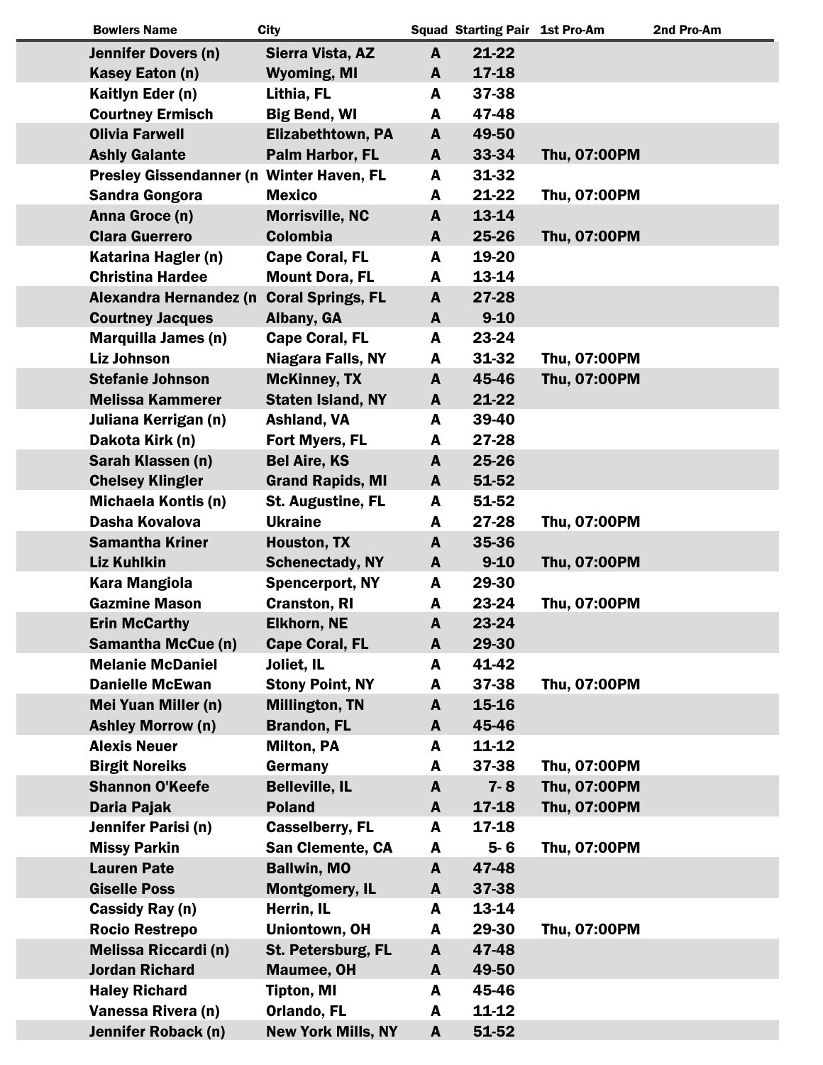| Bowlers Name | City | Squad | Starting Pair | 1st Pro-Am | 2nd Pro-Am |
|---|---|---|---|---|---|
| Jennifer Dovers (n) | Sierra Vista, AZ | A | 21-22 | | |
| Kasey Eaton (n) | Wyoming, MI | A | 17-18 | | |
| Kaitlyn Eder (n) | Lithia, FL | A | 37-38 | | |
| Courtney Ermisch | Big Bend, WI | A | 47-48 | | |
| Olivia Farwell | Elizabethtown, PA | A | 49-50 | | |
| Ashly Galante | Palm Harbor, FL | A | 33-34 | Thu, 07:00PM | |
| Presley Gissendanner (n | Winter Haven, FL | A | 31-32 | | |
| Sandra Gongora | Mexico | A | 21-22 | Thu, 07:00PM | |
| Anna Groce (n) | Morrisville, NC | A | 13-14 | | |
| Clara Guerrero | Colombia | A | 25-26 | Thu, 07:00PM | |
| Katarina Hagler (n) | Cape Coral, FL | A | 19-20 | | |
| Christina Hardee | Mount Dora, FL | A | 13-14 | | |
| Alexandra Hernandez (n | Coral Springs, FL | A | 27-28 | | |
| Courtney Jacques | Albany, GA | A | 9-10 | | |
| Marquilla James (n) | Cape Coral, FL | A | 23-24 | | |
| Liz Johnson | Niagara Falls, NY | A | 31-32 | Thu, 07:00PM | |
| Stefanie Johnson | McKinney, TX | A | 45-46 | Thu, 07:00PM | |
| Melissa Kammerer | Staten Island, NY | A | 21-22 | | |
| Juliana Kerrigan (n) | Ashland, VA | A | 39-40 | | |
| Dakota Kirk (n) | Fort Myers, FL | A | 27-28 | | |
| Sarah Klassen (n) | Bel Aire, KS | A | 25-26 | | |
| Chelsey Klingler | Grand Rapids, MI | A | 51-52 | | |
| Michaela Kontis (n) | St. Augustine, FL | A | 51-52 | | |
| Dasha Kovalova | Ukraine | A | 27-28 | Thu, 07:00PM | |
| Samantha Kriner | Houston, TX | A | 35-36 | | |
| Liz Kuhlkin | Schenectady, NY | A | 9-10 | Thu, 07:00PM | |
| Kara Mangiola | Spencerport, NY | A | 29-30 | | |
| Gazmine Mason | Cranston, RI | A | 23-24 | Thu, 07:00PM | |
| Erin McCarthy | Elkhorn, NE | A | 23-24 | | |
| Samantha McCue (n) | Cape Coral, FL | A | 29-30 | | |
| Melanie McDaniel | Joliet, IL | A | 41-42 | | |
| Danielle McEwan | Stony Point, NY | A | 37-38 | Thu, 07:00PM | |
| Mei Yuan Miller (n) | Millington, TN | A | 15-16 | | |
| Ashley Morrow (n) | Brandon, FL | A | 45-46 | | |
| Alexis Neuer | Milton, PA | A | 11-12 | | |
| Birgit Noreiks | Germany | A | 37-38 | Thu, 07:00PM | |
| Shannon O'Keefe | Belleville, IL | A | 7- 8 | Thu, 07:00PM | |
| Daria Pajak | Poland | A | 17-18 | Thu, 07:00PM | |
| Jennifer Parisi (n) | Casselberry, FL | A | 17-18 | | |
| Missy Parkin | San Clemente, CA | A | 5- 6 | Thu, 07:00PM | |
| Lauren Pate | Ballwin, MO | A | 47-48 | | |
| Giselle Poss | Montgomery, IL | A | 37-38 | | |
| Cassidy Ray (n) | Herrin, IL | A | 13-14 | | |
| Rocio Restrepo | Uniontown, OH | A | 29-30 | Thu, 07:00PM | |
| Melissa Riccardi (n) | St. Petersburg, FL | A | 47-48 | | |
| Jordan Richard | Maumee, OH | A | 49-50 | | |
| Haley Richard | Tipton, MI | A | 45-46 | | |
| Vanessa Rivera (n) | Orlando, FL | A | 11-12 | | |
| Jennifer Roback (n) | New York Mills, NY | A | 51-52 | | |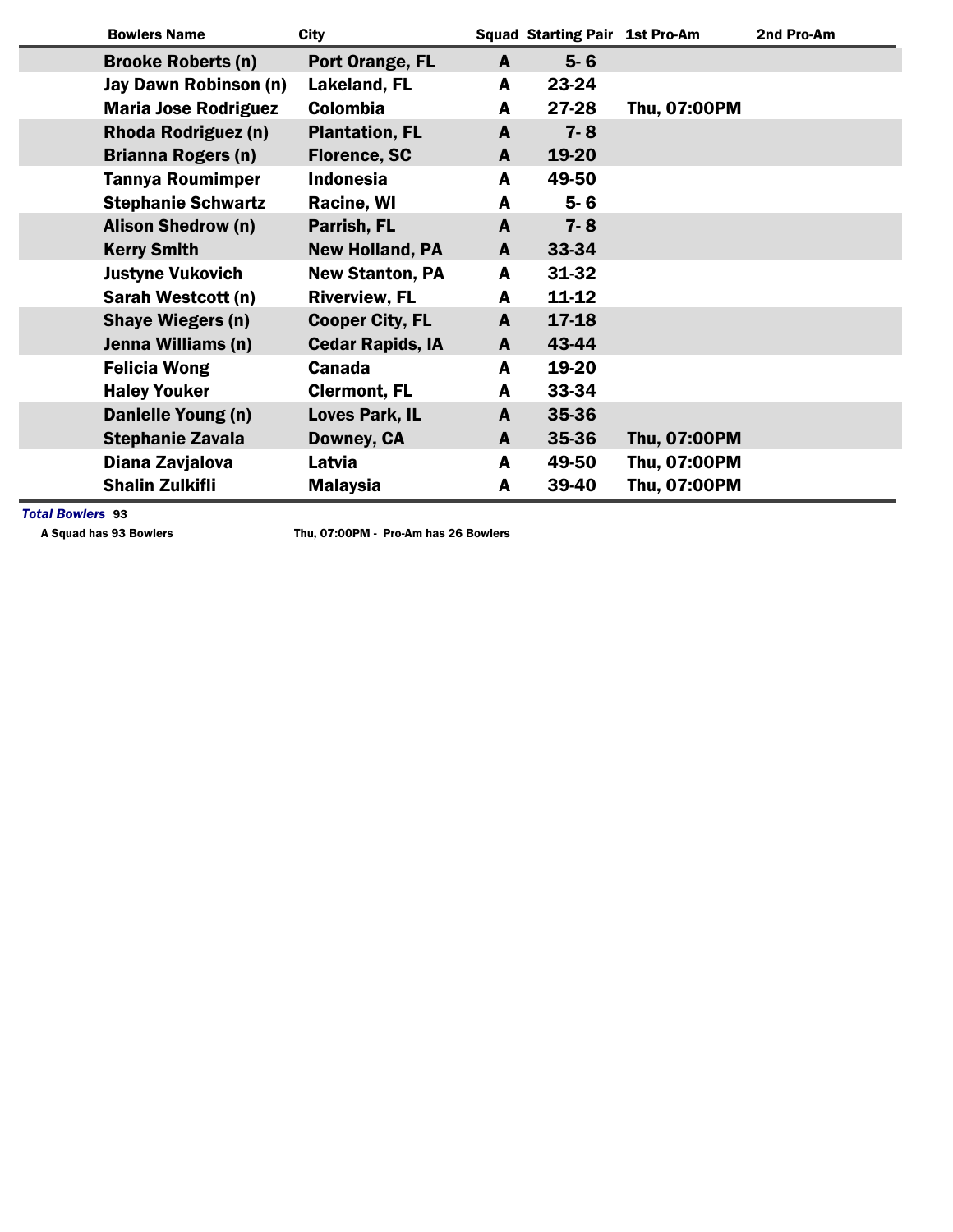| Bowlers Name | City | Squad | Starting Pair | 1st Pro-Am | 2nd Pro-Am |
|---|---|---|---|---|---|
| Brooke Roberts (n) | Port Orange, FL | A | 5- 6 | | |
| Jay Dawn Robinson (n) | Lakeland, FL | A | 23-24 | | |
| Maria Jose Rodriguez | Colombia | A | 27-28 | Thu, 07:00PM | |
| Rhoda Rodriguez (n) | Plantation, FL | A | 7- 8 | | |
| Brianna Rogers (n) | Florence, SC | A | 19-20 | | |
| Tannya Roumimper | Indonesia | A | 49-50 | | |
| Stephanie Schwartz | Racine, WI | A | 5- 6 | | |
| Alison Shedrow (n) | Parrish, FL | A | 7- 8 | | |
| Kerry Smith | New Holland, PA | A | 33-34 | | |
| Justyne Vukovich | New Stanton, PA | A | 31-32 | | |
| Sarah Westcott (n) | Riverview, FL | A | 11-12 | | |
| Shaye Wiegers (n) | Cooper City, FL | A | 17-18 | | |
| Jenna Williams (n) | Cedar Rapids, IA | A | 43-44 | | |
| Felicia Wong | Canada | A | 19-20 | | |
| Haley Youker | Clermont, FL | A | 33-34 | | |
| Danielle Young (n) | Loves Park, IL | A | 35-36 | | |
| Stephanie Zavala | Downey, CA | A | 35-36 | Thu, 07:00PM | |
| Diana Zavjalova | Latvia | A | 49-50 | Thu, 07:00PM | |
| Shalin Zulkifli | Malaysia | A | 39-40 | Thu, 07:00PM | |

*Total Bowlers* 93

A Squad has 93 Bowlers

Thu, 07:00PM - Pro-Am has 26 Bowlers